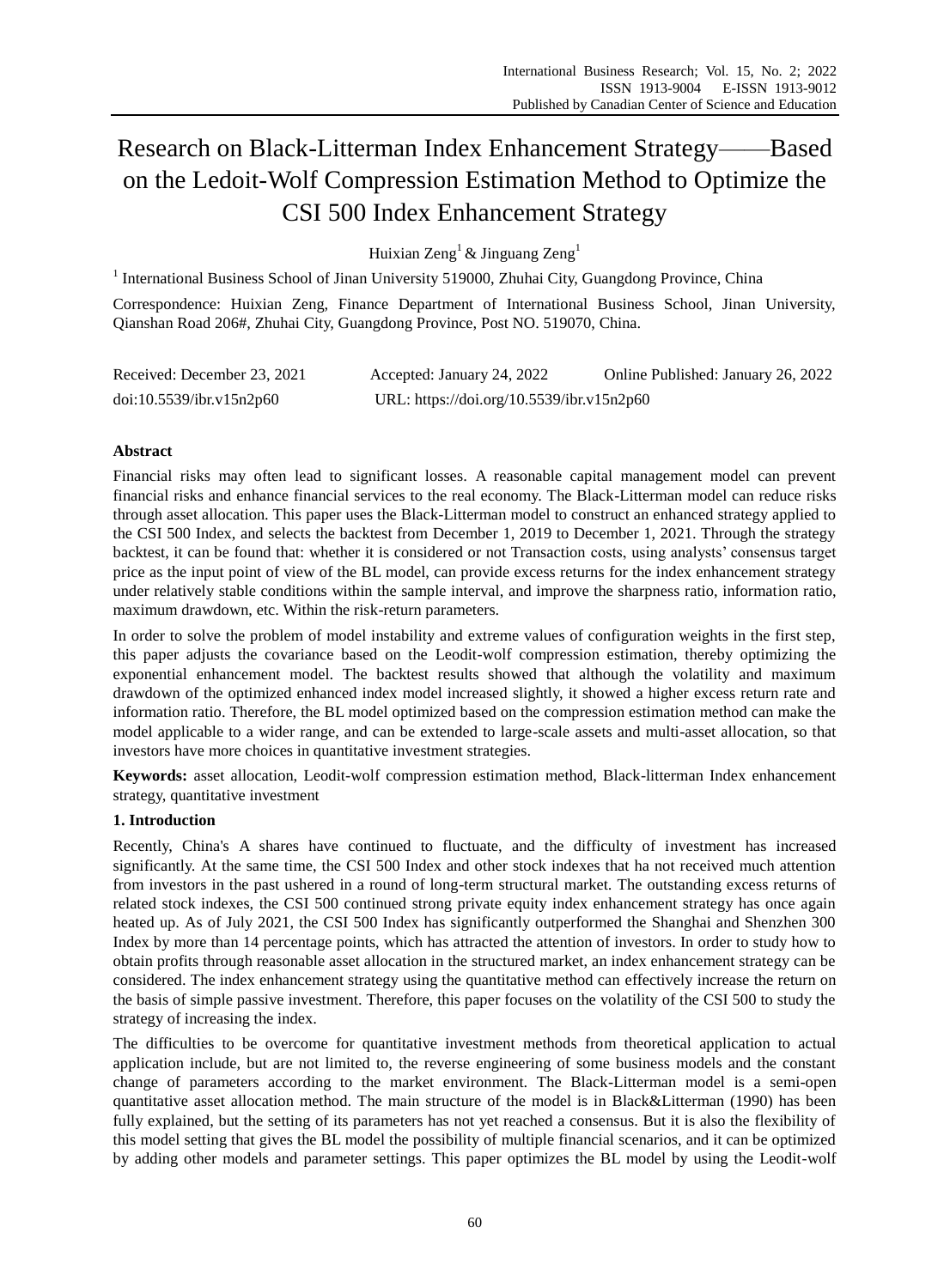# Research on Black-Litterman Index Enhancement Strategy——Based on the Ledoit-Wolf Compression Estimation Method to Optimize the CSI 500 Index Enhancement Strategy

Huixian Zeng[1] & Jinguang Zeng[1]

[1] International Business School of Jinan University 519000, Zhuhai City, Guangdong Province, China

Correspondence: Huixian Zeng, Finance Department of International Business School, Jinan University, Qianshan Road 206#, Zhuhai City, Guangdong Province, Post NO. 519070, China.

Received: December 23, 2021 Accepted: January 24, 2022 Online Published: January 26, 2022

doi:10.5539/ibr.v15n2p60 URL: https://doi.org/10.5539/ibr.v15n2p60

**Abstract**

Financial risks may often lead to significant losses. A reasonable capital management model can prevent financial risks and enhance financial services to the real economy. The Black-Litterman model can reduce risks through asset allocation. This paper uses the Black-Litterman model to construct an enhanced strategy applied to the CSI 500 Index, and selects the backtest from December 1, 2019 to December 1, 2021. Through the strategy backtest, it can be found that: whether it is considered or not Transaction costs, using analysts' consensus target price as the input point of view of the BL model, can provide excess returns for the index enhancement strategy under relatively stable conditions within the sample interval, and improve the sharpness ratio, information ratio, maximum drawdown, etc. Within the risk-return parameters.

In order to solve the problem of model instability and extreme values of configuration weights in the first step, this paper adjusts the covariance based on the Leodit-wolf compression estimation, thereby optimizing the exponential enhancement model. The backtest results showed that although the volatility and maximum drawdown of the optimized enhanced index model increased slightly, it showed a higher excess return rate and information ratio. Therefore, the BL model optimized based on the compression estimation method can make the model applicable to a wider range, and can be extended to large-scale assets and multi-asset allocation, so that investors have more choices in quantitative investment strategies.

**Keywords:** asset allocation, Leodit-wolf compression estimation method, Black-litterman Index enhancement strategy, quantitative investment

## 1. Introduction

Recently, China's A shares have continued to fluctuate, and the difficulty of investment has increased significantly. At the same time, the CSI 500 Index and other stock indexes that ha not received much attention from investors in the past ushered in a round of long-term structural market. The outstanding excess returns of related stock indexes, the CSI 500 continued strong private equity index enhancement strategy has once again heated up. As of July 2021, the CSI 500 Index has significantly outperformed the Shanghai and Shenzhen 300 Index by more than 14 percentage points, which has attracted the attention of investors. In order to study how to obtain profits through reasonable asset allocation in the structured market, an index enhancement strategy can be considered. The index enhancement strategy using the quantitative method can effectively increase the return on the basis of simple passive investment. Therefore, this paper focuses on the volatility of the CSI 500 to study the strategy of increasing the index.

The difficulties to be overcome for quantitative investment methods from theoretical application to actual application include, but are not limited to, the reverse engineering of some business models and the constant change of parameters according to the market environment. The Black-Litterman model is a semi-open quantitative asset allocation method. The main structure of the model is in Black&Litterman (1990) has been fully explained, but the setting of its parameters has not yet reached a consensus. But it is also the flexibility of this model setting that gives the BL model the possibility of multiple financial scenarios, and it can be optimized by adding other models and parameter settings. This paper optimizes the BL model by using the Leodit-wolf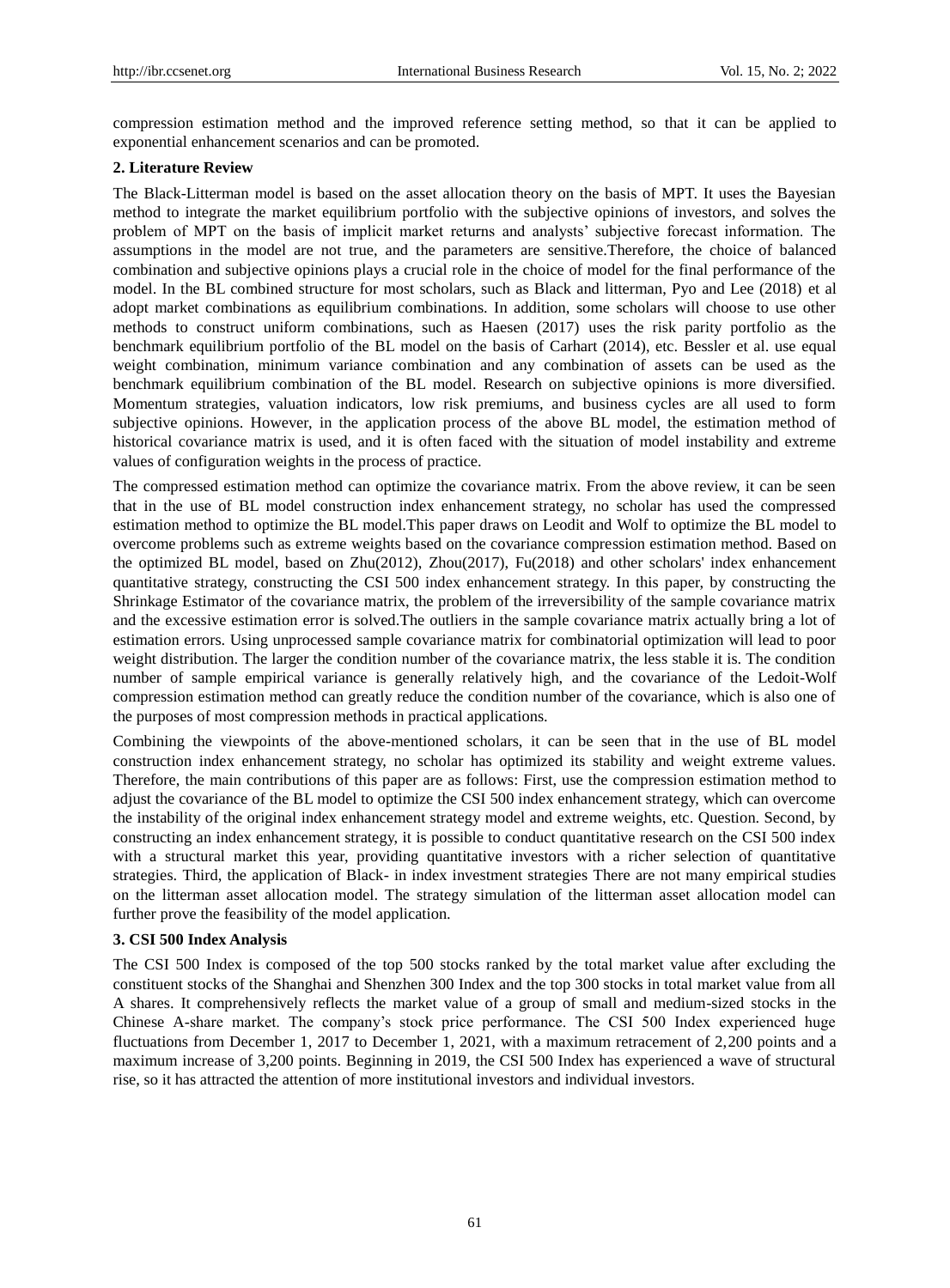compression estimation method and the improved reference setting method, so that it can be applied to exponential enhancement scenarios and can be promoted.

## 2. Literature Review

The Black-Litterman model is based on the asset allocation theory on the basis of MPT. It uses the Bayesian method to integrate the market equilibrium portfolio with the subjective opinions of investors, and solves the problem of MPT on the basis of implicit market returns and analysts' subjective forecast information. The assumptions in the model are not true, and the parameters are sensitive.Therefore, the choice of balanced combination and subjective opinions plays a crucial role in the choice of model for the final performance of the model. In the BL combined structure for most scholars, such as Black and litterman, Pyo and Lee (2018) et al adopt market combinations as equilibrium combinations. In addition, some scholars will choose to use other methods to construct uniform combinations, such as Haesen (2017) uses the risk parity portfolio as the benchmark equilibrium portfolio of the BL model on the basis of Carhart (2014), etc. Bessler et al. use equal weight combination, minimum variance combination and any combination of assets can be used as the benchmark equilibrium combination of the BL model. Research on subjective opinions is more diversified. Momentum strategies, valuation indicators, low risk premiums, and business cycles are all used to form subjective opinions. However, in the application process of the above BL model, the estimation method of historical covariance matrix is used, and it is often faced with the situation of model instability and extreme values of configuration weights in the process of practice.

The compressed estimation method can optimize the covariance matrix. From the above review, it can be seen that in the use of BL model construction index enhancement strategy, no scholar has used the compressed estimation method to optimize the BL model.This paper draws on Leodit and Wolf to optimize the BL model to overcome problems such as extreme weights based on the covariance compression estimation method. Based on the optimized BL model, based on Zhu(2012), Zhou(2017), Fu(2018) and other scholars' index enhancement quantitative strategy, constructing the CSI 500 index enhancement strategy. In this paper, by constructing the Shrinkage Estimator of the covariance matrix, the problem of the irreversibility of the sample covariance matrix and the excessive estimation error is solved.The outliers in the sample covariance matrix actually bring a lot of estimation errors. Using unprocessed sample covariance matrix for combinatorial optimization will lead to poor weight distribution. The larger the condition number of the covariance matrix, the less stable it is. The condition number of sample empirical variance is generally relatively high, and the covariance of the Ledoit-Wolf compression estimation method can greatly reduce the condition number of the covariance, which is also one of the purposes of most compression methods in practical applications.

Combining the viewpoints of the above-mentioned scholars, it can be seen that in the use of BL model construction index enhancement strategy, no scholar has optimized its stability and weight extreme values. Therefore, the main contributions of this paper are as follows: First, use the compression estimation method to adjust the covariance of the BL model to optimize the CSI 500 index enhancement strategy, which can overcome the instability of the original index enhancement strategy model and extreme weights, etc. Question. Second, by constructing an index enhancement strategy, it is possible to conduct quantitative research on the CSI 500 index with a structural market this year, providing quantitative investors with a richer selection of quantitative strategies. Third, the application of Black- in index investment strategies There are not many empirical studies on the litterman asset allocation model. The strategy simulation of the litterman asset allocation model can further prove the feasibility of the model application.

## 3. CSI 500 Index Analysis

The CSI 500 Index is composed of the top 500 stocks ranked by the total market value after excluding the constituent stocks of the Shanghai and Shenzhen 300 Index and the top 300 stocks in total market value from all A shares. It comprehensively reflects the market value of a group of small and medium-sized stocks in the Chinese A-share market. The company's stock price performance. The CSI 500 Index experienced huge fluctuations from December 1, 2017 to December 1, 2021, with a maximum retracement of 2,200 points and a maximum increase of 3,200 points. Beginning in 2019, the CSI 500 Index has experienced a wave of structural rise, so it has attracted the attention of more institutional investors and individual investors.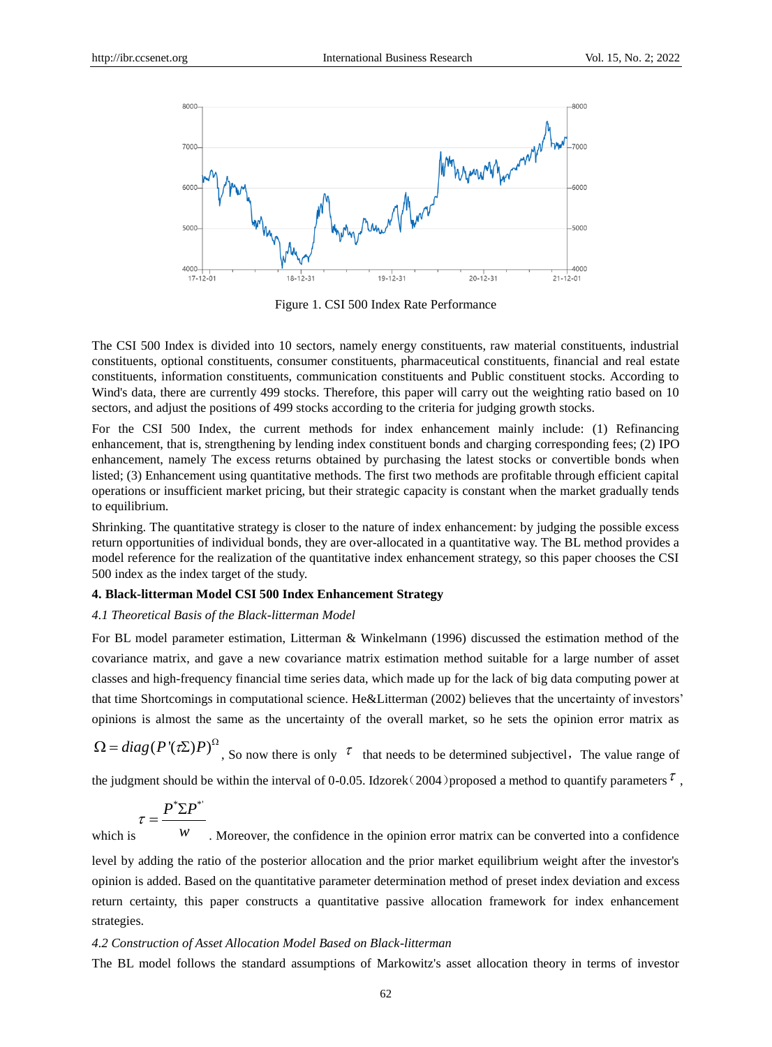Figure 1. CSI 500 Index Rate Performance

The CSI 500 Index is divided into 10 sectors, namely energy constituents, raw material constituents, industrial constituents, optional constituents, consumer constituents, pharmaceutical constituents, financial and real estate constituents, information constituents, communication constituents and Public constituent stocks. According to Wind's data, there are currently 499 stocks. Therefore, this paper will carry out the weighting ratio based on 10 sectors, and adjust the positions of 499 stocks according to the criteria for judging growth stocks.

For the CSI 500 Index, the current methods for index enhancement mainly include: (1) Refinancing enhancement, that is, strengthening by lending index constituent bonds and charging corresponding fees; (2) IPO enhancement, namely The excess returns obtained by purchasing the latest stocks or convertible bonds when listed; (3) Enhancement using quantitative methods. The first two methods are profitable through efficient capital operations or insufficient market pricing, but their strategic capacity is constant when the market gradually tends to equilibrium.

Shrinking. The quantitative strategy is closer to the nature of index enhancement: by judging the possible excess return opportunities of individual bonds, they are over-allocated in a quantitative way. The BL method provides a model reference for the realization of the quantitative index enhancement strategy, so this paper chooses the CSI 500 index as the index target of the study.

### 4. Black-litterman Model CSI 500 Index Enhancement Strategy

#### *4.1 Theoretical Basis of the Black-litterman Model*

For BL model parameter estimation, Litterman & Winkelmann (1996) discussed the estimation method of the covariance matrix, and gave a new covariance matrix estimation method suitable for a large number of asset classes and high-frequency financial time series data, which made up for the lack of big data computing power at that time Shortcomings in computational science. He&Litterman (2002) believes that the uncertainty of investors' opinions is almost the same as the uncertainty of the overall market, so he sets the opinion error matrix as $\Omega = diag(P'(\tau\Sigma)P)^{\Omega}$, So now there is only $\tau$ that needs to be determined subjectivel，The value range of the judgment should be within the interval of 0-0.05. Idzorek（2004）proposed a method to quantify parameters $\tau$, which is $\tau = \dfrac{P^{*}\Sigma P^{*'}}{w}$. Moreover, the confidence in the opinion error matrix can be converted into a confidence level by adding the ratio of the posterior allocation and the prior market equilibrium weight after the investor's opinion is added. Based on the quantitative parameter determination method of preset index deviation and excess return certainty, this paper constructs a quantitative passive allocation framework for index enhancement strategies.

#### *4.2 Construction of Asset Allocation Model Based on Black-litterman*

The BL model follows the standard assumptions of Markowitz's asset allocation theory in terms of investor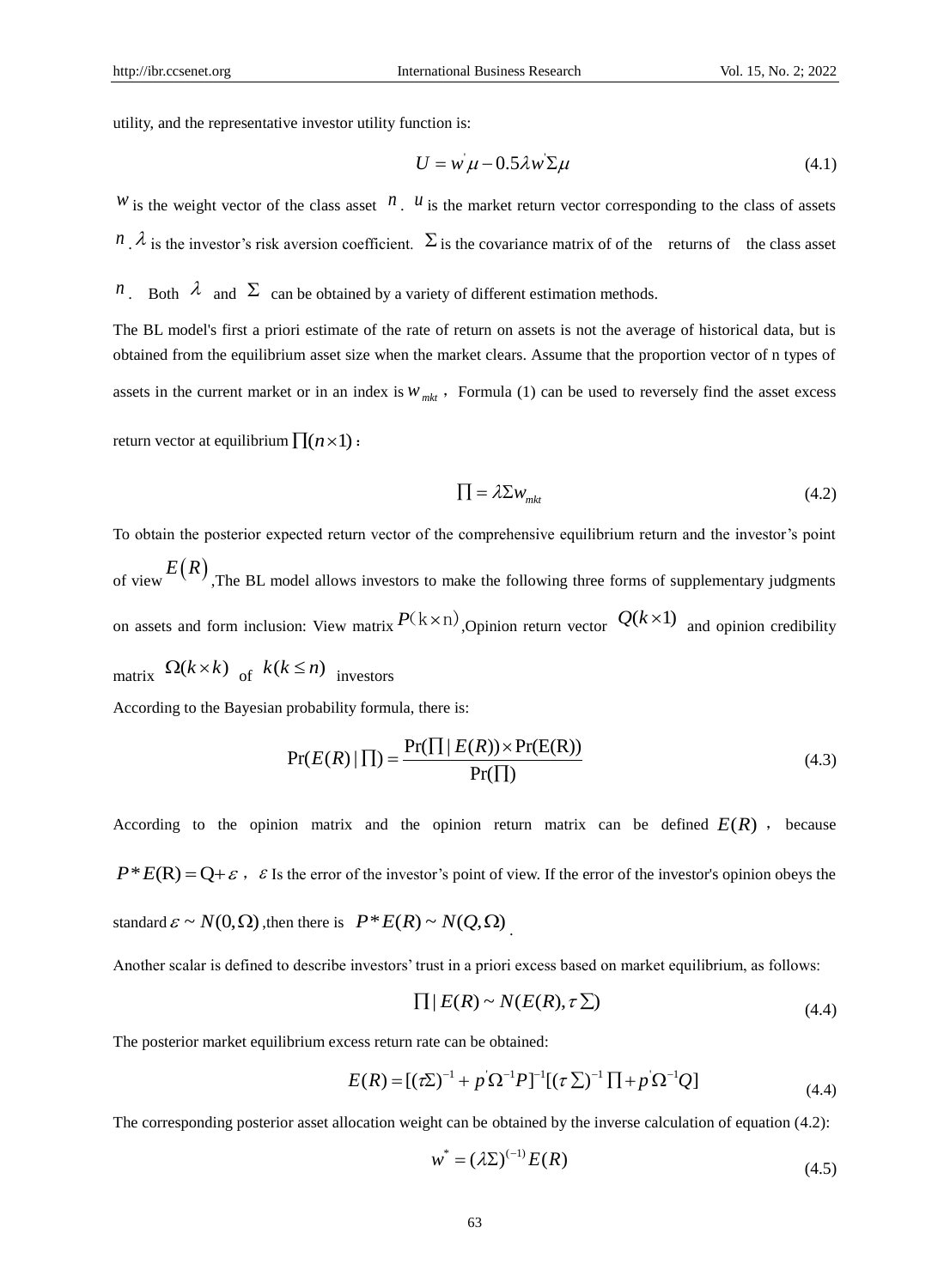utility, and the representative investor utility function is:

$$U = w^{'}\mu - 0.5\lambda w^{'}\Sigma\mu \tag{4.1}$$

$w$ is the weight vector of the class asset $n$. $u$ is the market return vector corresponding to the class of assets $n$. $\lambda$ is the investor's risk aversion coefficient. $\Sigma$ is the covariance matrix of of the returns of the class asset $n$. Both $\lambda$ and $\Sigma$ can be obtained by a variety of different estimation methods.

The BL model's first a priori estimate of the rate of return on assets is not the average of historical data, but is obtained from the equilibrium asset size when the market clears. Assume that the proportion vector of n types of assets in the current market or in an index is $w_{mkt}$, Formula (1) can be used to reversely find the asset excess return vector at equilibrium $\prod(n \times 1)$:

$$\prod = \lambda\Sigma w_{mkt} \tag{4.2}$$

To obtain the posterior expected return vector of the comprehensive equilibrium return and the investor's point of view $E(R)$,The BL model allows investors to make the following three forms of supplementary judgments on assets and form inclusion: View matrix $P(k \times n)$,Opinion return vector $Q(k \times 1)$ and opinion credibility matrix $\Omega(k \times k)$ of $k(k \le n)$ investors

According to the Bayesian probability formula, there is:

$$\Pr(E(R) \mid \prod) = \frac{\Pr(\prod \mid E(R)) \times \Pr(E(R))}{\Pr(\prod)} \tag{4.3}$$

According to the opinion matrix and the opinion return matrix can be defined $E(R)$, because $P * E(R) = Q + \varepsilon$, $\varepsilon$ Is the error of the investor's point of view. If the error of the investor's opinion obeys the standard $\varepsilon \sim N(0, \Omega)$ ,then there is $P * E(R) \sim N(Q, \Omega)$.

Another scalar is defined to describe investors' trust in a priori excess based on market equilibrium, as follows:

$$\prod \mid E(R) \sim N(E(R), \tau \Sigma) \tag{4.4}$$

The posterior market equilibrium excess return rate can be obtained:

$$E(R) = [(\tau\Sigma)^{-1} + p^{'}\Omega^{-1}P]^{-1}[(\tau\Sigma)^{-1}\prod + p^{'}\Omega^{-1}Q] \tag{4.4}$$

The corresponding posterior asset allocation weight can be obtained by the inverse calculation of equation (4.2):

$$w^{*} = (\lambda\Sigma)^{(-1)} E(R) \tag{4.5}$$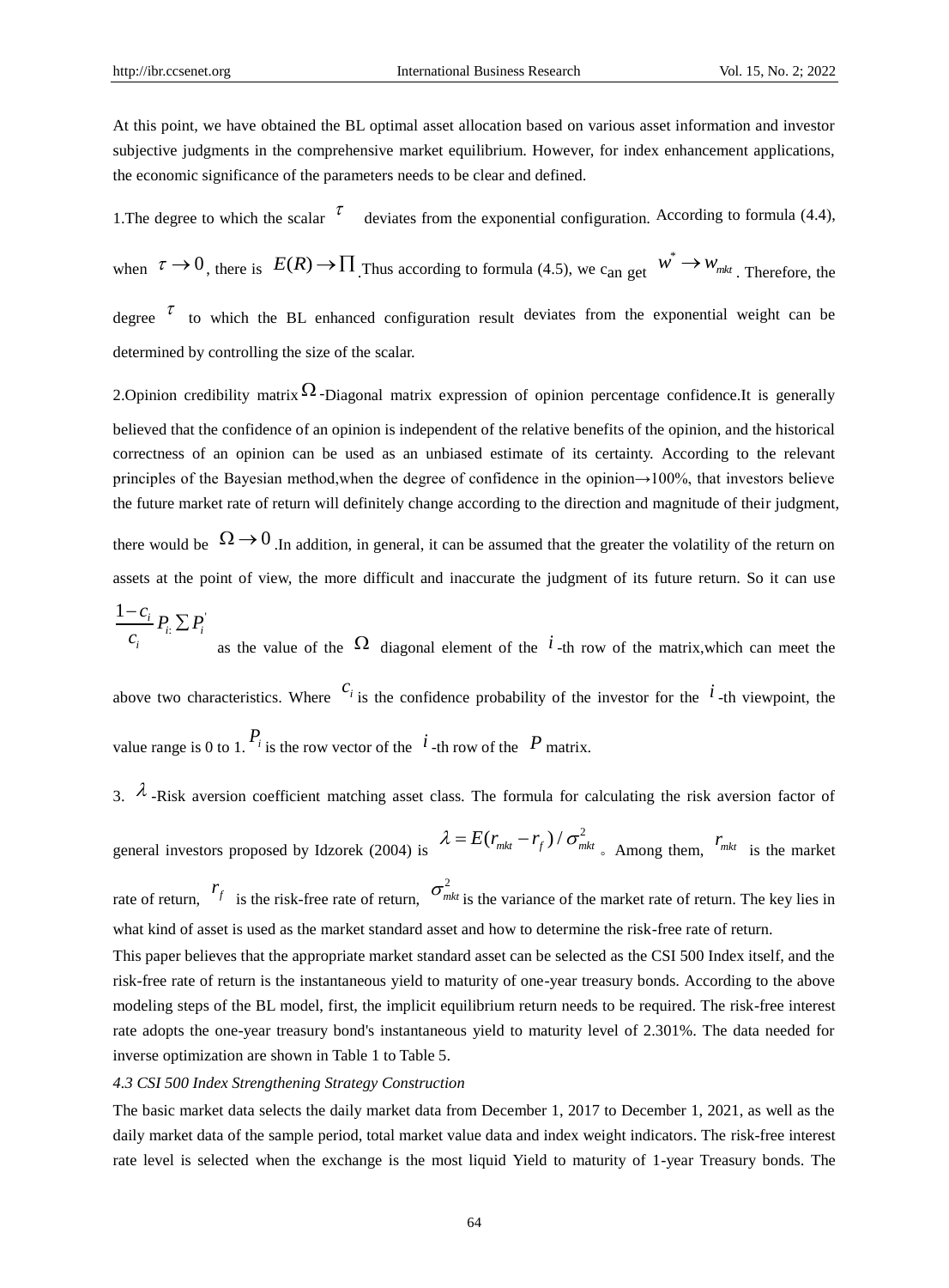At this point, we have obtained the BL optimal asset allocation based on various asset information and investor subjective judgments in the comprehensive market equilibrium. However, for index enhancement applications, the economic significance of the parameters needs to be clear and defined.

1.The degree to which the scalar $\tau$ deviates from the exponential configuration. According to formula (4.4), when $\tau \to 0$, there is $E(R) \to \Pi$.Thus according to formula (4.5), we can get $w^* \to w_{mkt}$. Therefore, the degree $\tau$ to which the BL enhanced configuration result deviates from the exponential weight can be determined by controlling the size of the scalar.

2.Opinion credibility matrix $\Omega$-Diagonal matrix expression of opinion percentage confidence.It is generally believed that the confidence of an opinion is independent of the relative benefits of the opinion, and the historical correctness of an opinion can be used as an unbiased estimate of its certainty. According to the relevant principles of the Bayesian method,when the degree of confidence in the opinion→100%, that investors believe the future market rate of return will definitely change according to the direction and magnitude of their judgment, there would be $\Omega \to 0$.In addition, in general, it can be assumed that the greater the volatility of the return on assets at the point of view, the more difficult and inaccurate the judgment of its future return. So it can use $\frac{1-c_i}{c_i} P_{i:} \sum P_i^{'}$ as the value of the $\Omega$ diagonal element of the $i$-th row of the matrix,which can meet the above two characteristics. Where $c_i$ is the confidence probability of the investor for the $i$-th viewpoint, the value range is 0 to 1. $P_i$ is the row vector of the $i$-th row of the $P$ matrix.

3. $\lambda$-Risk aversion coefficient matching asset class. The formula for calculating the risk aversion factor of general investors proposed by Idzorek (2004) is $\lambda = E(r_{mkt} - r_f) / \sigma_{mkt}^2$ 。Among them, $r_{mkt}$ is the market rate of return, $r_f$ is the risk-free rate of return, $\sigma_{mkt}^2$ is the variance of the market rate of return. The key lies in what kind of asset is used as the market standard asset and how to determine the risk-free rate of return.

This paper believes that the appropriate market standard asset can be selected as the CSI 500 Index itself, and the risk-free rate of return is the instantaneous yield to maturity of one-year treasury bonds. According to the above modeling steps of the BL model, first, the implicit equilibrium return needs to be required. The risk-free interest rate adopts the one-year treasury bond's instantaneous yield to maturity level of 2.301%. The data needed for inverse optimization are shown in Table 1 to Table 5.

*4.3 CSI 500 Index Strengthening Strategy Construction*

The basic market data selects the daily market data from December 1, 2017 to December 1, 2021, as well as the daily market data of the sample period, total market value data and index weight indicators. The risk-free interest rate level is selected when the exchange is the most liquid Yield to maturity of 1-year Treasury bonds. The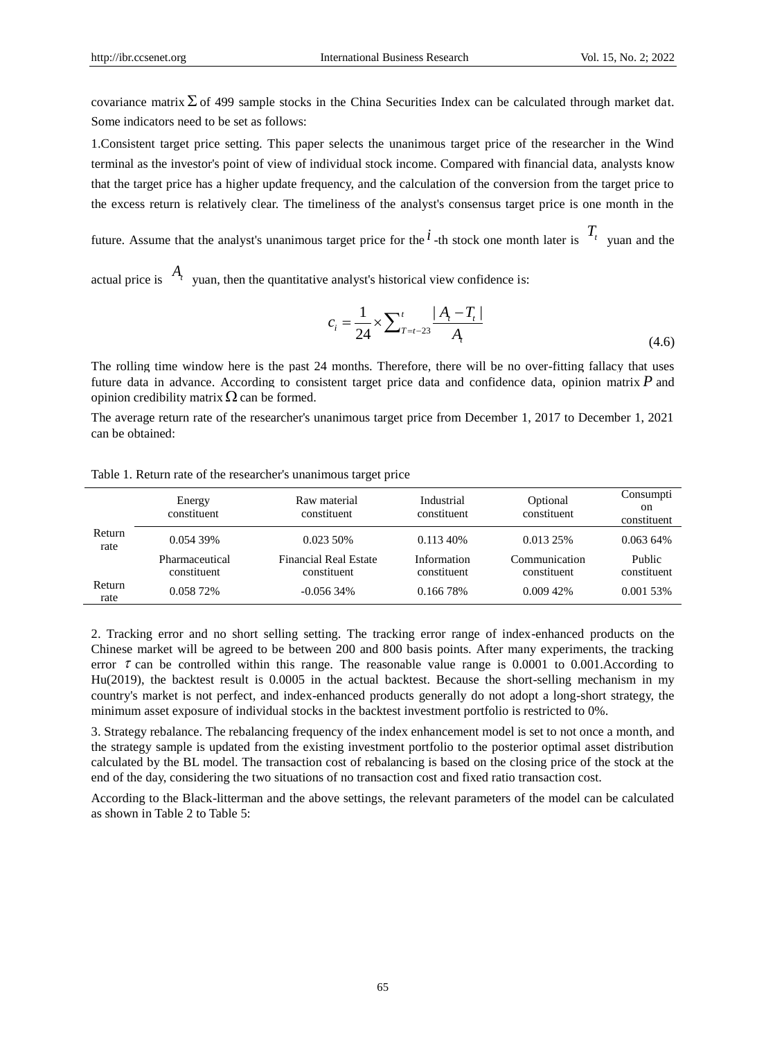covariance matrix $\Sigma$ of 499 sample stocks in the China Securities Index can be calculated through market dat. Some indicators need to be set as follows:

1.Consistent target price setting. This paper selects the unanimous target price of the researcher in the Wind terminal as the investor's point of view of individual stock income. Compared with financial data, analysts know that the target price has a higher update frequency, and the calculation of the conversion from the target price to the excess return is relatively clear. The timeliness of the analyst's consensus target price is one month in the future. Assume that the analyst's unanimous target price for the $i$-th stock one month later is $T_t$ yuan and the actual price is $A_t$ yuan, then the quantitative analyst's historical view confidence is:

$$c_i = \frac{1}{24} \times \sum_{T=t-23}^{t} \frac{|A_t - T_t|}{A_t} \tag{4.6}$$

The rolling time window here is the past 24 months. Therefore, there will be no over-fitting fallacy that uses future data in advance. According to consistent target price data and confidence data, opinion matrix $P$ and opinion credibility matrix $\Omega$ can be formed.

The average return rate of the researcher's unanimous target price from December 1, 2017 to December 1, 2021 can be obtained:

Table 1. Return rate of the researcher's unanimous target price

| | Energy constituent | Raw material constituent | Industrial constituent | Optional constituent | Consumption constituent |
|---|---|---|---|---|---|
| Return rate | 0.054 39% | 0.023 50% | 0.113 40% | 0.013 25% | 0.063 64% |
| | Pharmaceutical constituent | Financial Real Estate constituent | Information constituent | Communication constituent | Public constituent |
| Return rate | 0.058 72% | -0.056 34% | 0.166 78% | 0.009 42% | 0.001 53% |

2. Tracking error and no short selling setting. The tracking error range of index-enhanced products on the Chinese market will be agreed to be between 200 and 800 basis points. After many experiments, the tracking error $\tau$ can be controlled within this range. The reasonable value range is 0.0001 to 0.001.According to Hu(2019), the backtest result is 0.0005 in the actual backtest. Because the short-selling mechanism in my country's market is not perfect, and index-enhanced products generally do not adopt a long-short strategy, the minimum asset exposure of individual stocks in the backtest investment portfolio is restricted to 0%.

3. Strategy rebalance. The rebalancing frequency of the index enhancement model is set to not once a month, and the strategy sample is updated from the existing investment portfolio to the posterior optimal asset distribution calculated by the BL model. The transaction cost of rebalancing is based on the closing price of the stock at the end of the day, considering the two situations of no transaction cost and fixed ratio transaction cost.

According to the Black-litterman and the above settings, the relevant parameters of the model can be calculated as shown in Table 2 to Table 5: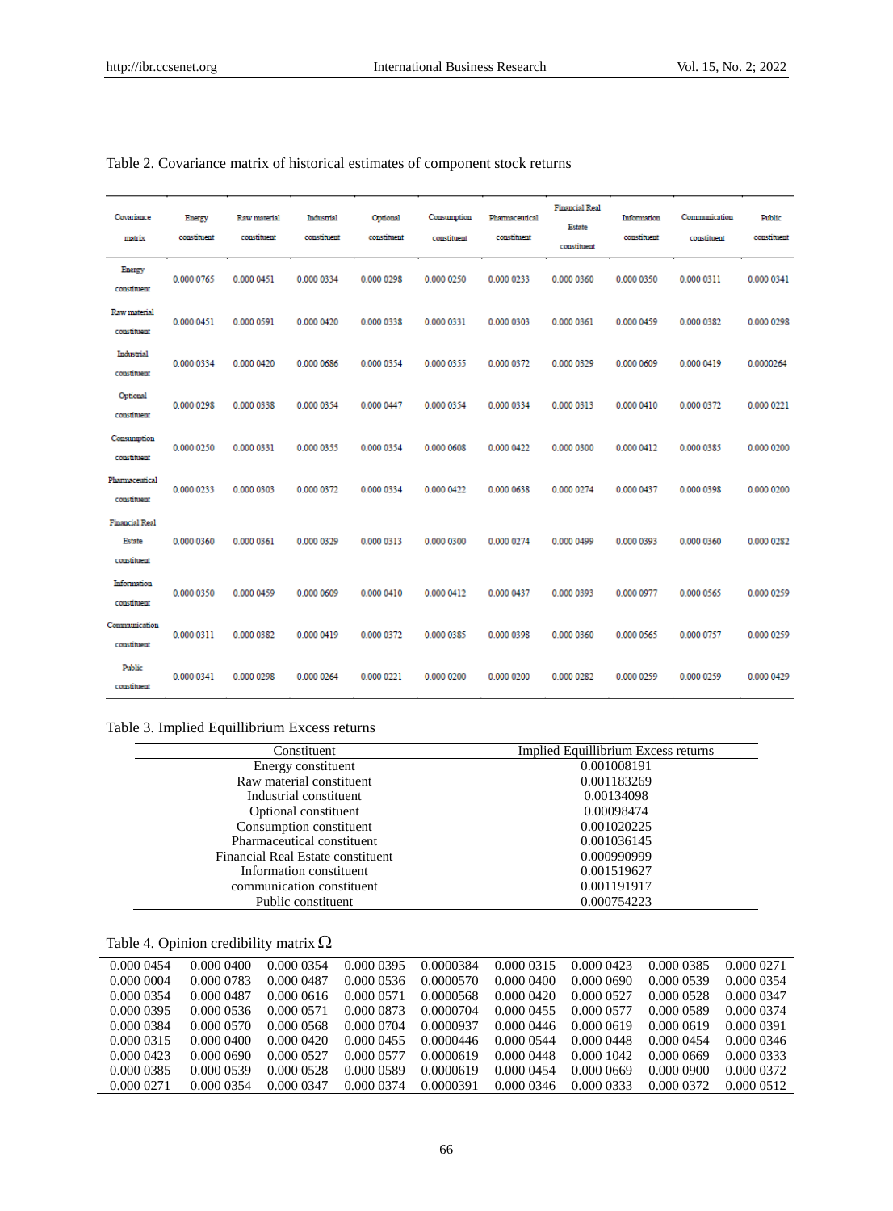Table 2. Covariance matrix of historical estimates of component stock returns

| Covariance matrix | Energy constituent | Raw material constituent | Industrial constituent | Optional constituent | Consumption constituent | Pharmaceutical constituent | Financial Real Estate constituent | Information constituent | Communication constituent | Public constituent |
|---|---|---|---|---|---|---|---|---|---|---|
| Energy constituent | 0.000 0765 | 0.000 0451 | 0.000 0334 | 0.000 0298 | 0.000 0250 | 0.000 0233 | 0.000 0360 | 0.000 0350 | 0.000 0311 | 0.000 0341 |
| Raw material constituent | 0.000 0451 | 0.000 0591 | 0.000 0420 | 0.000 0338 | 0.000 0331 | 0.000 0303 | 0.000 0361 | 0.000 0459 | 0.000 0382 | 0.000 0298 |
| Industrial constituent | 0.000 0334 | 0.000 0420 | 0.000 0686 | 0.000 0354 | 0.000 0355 | 0.000 0372 | 0.000 0329 | 0.000 0609 | 0.000 0419 | 0.0000264 |
| Optional constituent | 0.000 0298 | 0.000 0338 | 0.000 0354 | 0.000 0447 | 0.000 0354 | 0.000 0334 | 0.000 0313 | 0.000 0410 | 0.000 0372 | 0.000 0221 |
| Consumption constituent | 0.000 0250 | 0.000 0331 | 0.000 0355 | 0.000 0354 | 0.000 0608 | 0.000 0422 | 0.000 0300 | 0.000 0412 | 0.000 0385 | 0.000 0200 |
| Pharmaceutical constituent | 0.000 0233 | 0.000 0303 | 0.000 0372 | 0.000 0334 | 0.000 0422 | 0.000 0638 | 0.000 0274 | 0.000 0437 | 0.000 0398 | 0.000 0200 |
| Financial Real Estate constituent | 0.000 0360 | 0.000 0361 | 0.000 0329 | 0.000 0313 | 0.000 0300 | 0.000 0274 | 0.000 0499 | 0.000 0393 | 0.000 0360 | 0.000 0282 |
| Information constituent | 0.000 0350 | 0.000 0459 | 0.000 0609 | 0.000 0410 | 0.000 0412 | 0.000 0437 | 0.000 0393 | 0.000 0977 | 0.000 0565 | 0.000 0259 |
| Communication constituent | 0.000 0311 | 0.000 0382 | 0.000 0419 | 0.000 0372 | 0.000 0385 | 0.000 0398 | 0.000 0360 | 0.000 0565 | 0.000 0757 | 0.000 0259 |
| Public constituent | 0.000 0341 | 0.000 0298 | 0.000 0264 | 0.000 0221 | 0.000 0200 | 0.000 0200 | 0.000 0282 | 0.000 0259 | 0.000 0259 | 0.000 0429 |

Table 3. Implied Equillibrium Excess returns

| Constituent | Implied Equillibrium Excess returns |
|---|---|
| Energy constituent | 0.001008191 |
| Raw material constituent | 0.001183269 |
| Industrial constituent | 0.00134098 |
| Optional constituent | 0.00098474 |
| Consumption constituent | 0.001020225 |
| Pharmaceutical constituent | 0.001036145 |
| Financial Real Estate constituent | 0.000990999 |
| Information constituent | 0.001519627 |
| communication constituent | 0.001191917 |
| Public constituent | 0.000754223 |

Table 4. Opinion credibility matrix $\Omega$

| | | | | | | | | |
|---|---|---|---|---|---|---|---|---|
| 0.000 0454 | 0.000 0400 | 0.000 0354 | 0.000 0395 | 0.0000384 | 0.000 0315 | 0.000 0423 | 0.000 0385 | 0.000 0271 |
| 0.000 0004 | 0.000 0783 | 0.000 0487 | 0.000 0536 | 0.0000570 | 0.000 0400 | 0.000 0690 | 0.000 0539 | 0.000 0354 |
| 0.000 0354 | 0.000 0487 | 0.000 0616 | 0.000 0571 | 0.0000568 | 0.000 0420 | 0.000 0527 | 0.000 0528 | 0.000 0347 |
| 0.000 0395 | 0.000 0536 | 0.000 0571 | 0.000 0873 | 0.0000704 | 0.000 0455 | 0.000 0577 | 0.000 0589 | 0.000 0374 |
| 0.000 0384 | 0.000 0570 | 0.000 0568 | 0.000 0704 | 0.0000937 | 0.000 0446 | 0.000 0619 | 0.000 0619 | 0.000 0391 |
| 0.000 0315 | 0.000 0400 | 0.000 0420 | 0.000 0455 | 0.0000446 | 0.000 0544 | 0.000 0448 | 0.000 0454 | 0.000 0346 |
| 0.000 0423 | 0.000 0690 | 0.000 0527 | 0.000 0577 | 0.0000619 | 0.000 0448 | 0.000 1042 | 0.000 0669 | 0.000 0333 |
| 0.000 0385 | 0.000 0539 | 0.000 0528 | 0.000 0589 | 0.0000619 | 0.000 0454 | 0.000 0669 | 0.000 0900 | 0.000 0372 |
| 0.000 0271 | 0.000 0354 | 0.000 0347 | 0.000 0374 | 0.0000391 | 0.000 0346 | 0.000 0333 | 0.000 0372 | 0.000 0512 |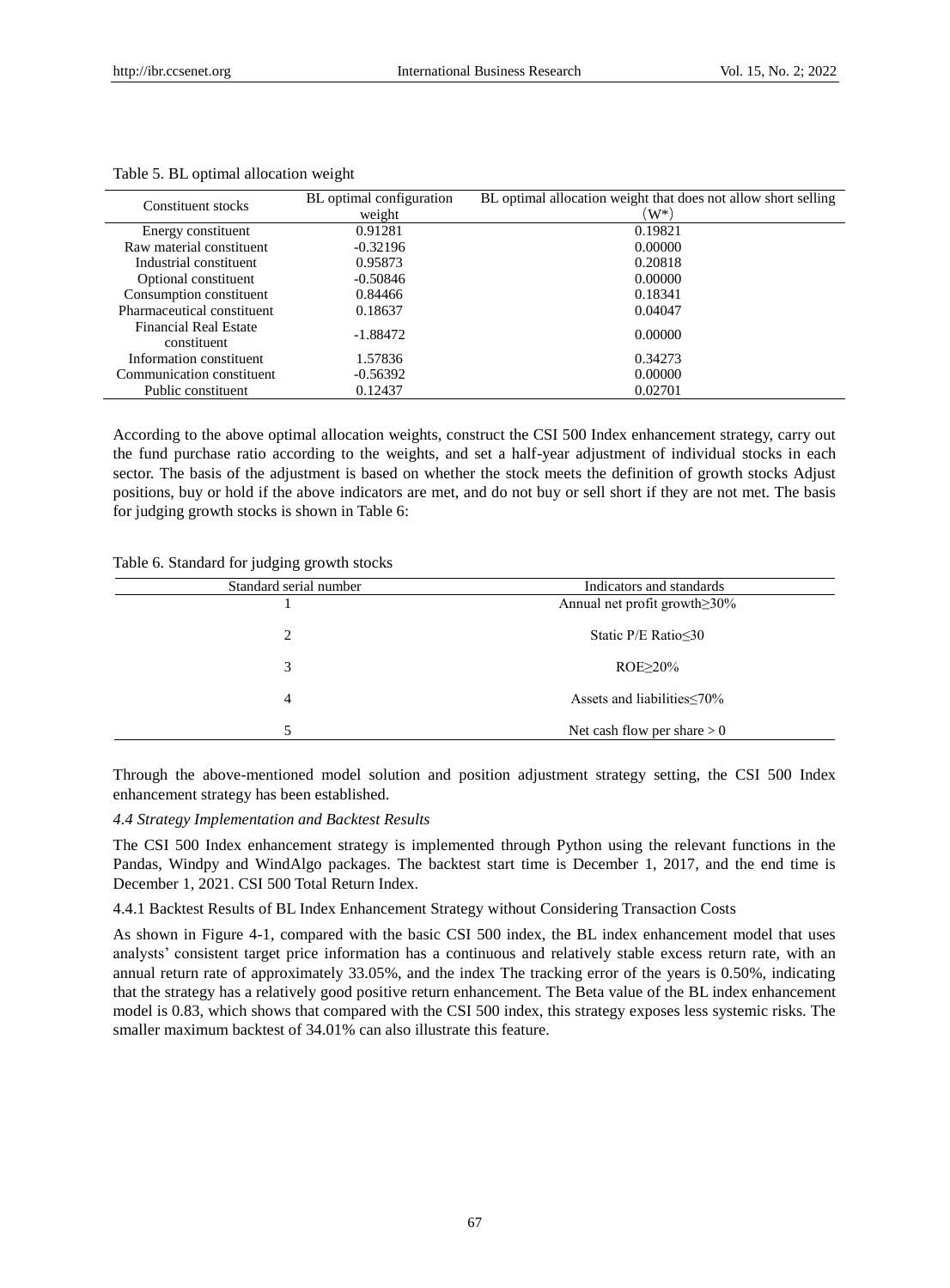Table 5. BL optimal allocation weight

| Constituent stocks | BL optimal configuration weight | BL optimal allocation weight that does not allow short selling (W*) |
| --- | --- | --- |
| Energy constituent | 0.91281 | 0.19821 |
| Raw material constituent | -0.32196 | 0.00000 |
| Industrial constituent | 0.95873 | 0.20818 |
| Optional constituent | -0.50846 | 0.00000 |
| Consumption constituent | 0.84466 | 0.18341 |
| Pharmaceutical constituent | 0.18637 | 0.04047 |
| Financial Real Estate constituent | -1.88472 | 0.00000 |
| Information constituent | 1.57836 | 0.34273 |
| Communication constituent | -0.56392 | 0.00000 |
| Public constituent | 0.12437 | 0.02701 |

According to the above optimal allocation weights, construct the CSI 500 Index enhancement strategy, carry out the fund purchase ratio according to the weights, and set a half-year adjustment of individual stocks in each sector. The basis of the adjustment is based on whether the stock meets the definition of growth stocks Adjust positions, buy or hold if the above indicators are met, and do not buy or sell short if they are not met. The basis for judging growth stocks is shown in Table 6:

Table 6. Standard for judging growth stocks

| Standard serial number | Indicators and standards |
| --- | --- |
| 1 | Annual net profit growth≥30% |
| 2 | Static P/E Ratio≤30 |
| 3 | ROE≥20% |
| 4 | Assets and liabilities≤70% |
| 5 | Net cash flow per share > 0 |

Through the above-mentioned model solution and position adjustment strategy setting, the CSI 500 Index enhancement strategy has been established.

### *4.4 Strategy Implementation and Backtest Results*

The CSI 500 Index enhancement strategy is implemented through Python using the relevant functions in the Pandas, Windpy and WindAlgo packages. The backtest start time is December 1, 2017, and the end time is December 1, 2021. CSI 500 Total Return Index.

#### 4.4.1 Backtest Results of BL Index Enhancement Strategy without Considering Transaction Costs

As shown in Figure 4-1, compared with the basic CSI 500 index, the BL index enhancement model that uses analysts' consistent target price information has a continuous and relatively stable excess return rate, with an annual return rate of approximately 33.05%, and the index The tracking error of the years is 0.50%, indicating that the strategy has a relatively good positive return enhancement. The Beta value of the BL index enhancement model is 0.83, which shows that compared with the CSI 500 index, this strategy exposes less systemic risks. The smaller maximum backtest of 34.01% can also illustrate this feature.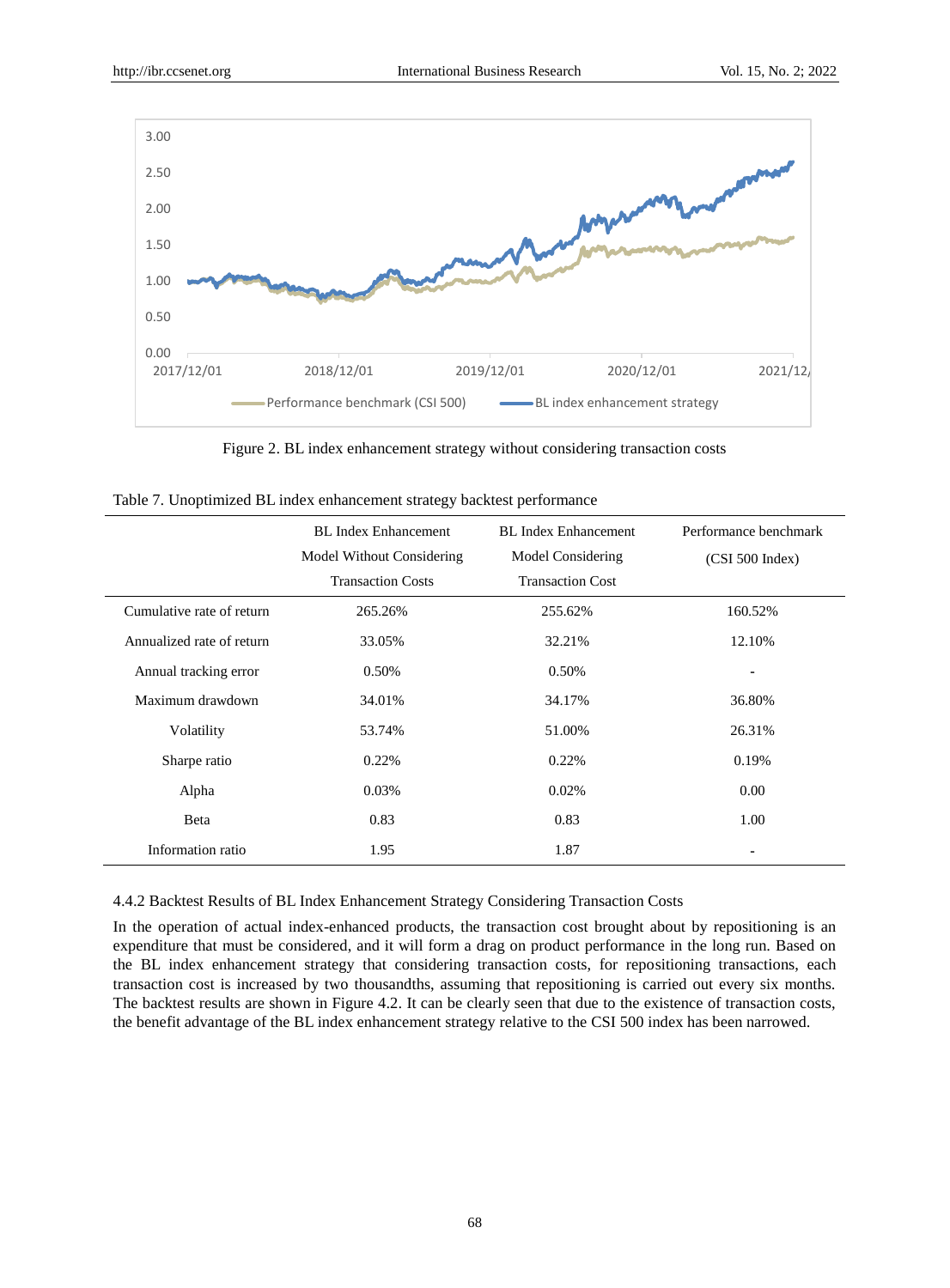Figure 2. BL index enhancement strategy without considering transaction costs

Table 7. Unoptimized BL index enhancement strategy backtest performance

| | BL Index Enhancement Model Without Considering Transaction Costs | BL Index Enhancement Model Considering Transaction Cost | Performance benchmark (CSI 500 Index) |
|---|---|---|---|
| Cumulative rate of return | 265.26% | 255.62% | 160.52% |
| Annualized rate of return | 33.05% | 32.21% | 12.10% |
| Annual tracking error | 0.50% | 0.50% | - |
| Maximum drawdown | 34.01% | 34.17% | 36.80% |
| Volatility | 53.74% | 51.00% | 26.31% |
| Sharpe ratio | 0.22% | 0.22% | 0.19% |
| Alpha | 0.03% | 0.02% | 0.00 |
| Beta | 0.83 | 0.83 | 1.00 |
| Information ratio | 1.95 | 1.87 | - |

4.4.2 Backtest Results of BL Index Enhancement Strategy Considering Transaction Costs

In the operation of actual index-enhanced products, the transaction cost brought about by repositioning is an expenditure that must be considered, and it will form a drag on product performance in the long run. Based on the BL index enhancement strategy that considering transaction costs, for repositioning transactions, each transaction cost is increased by two thousandths, assuming that repositioning is carried out every six months. The backtest results are shown in Figure 4.2. It can be clearly seen that due to the existence of transaction costs, the benefit advantage of the BL index enhancement strategy relative to the CSI 500 index has been narrowed.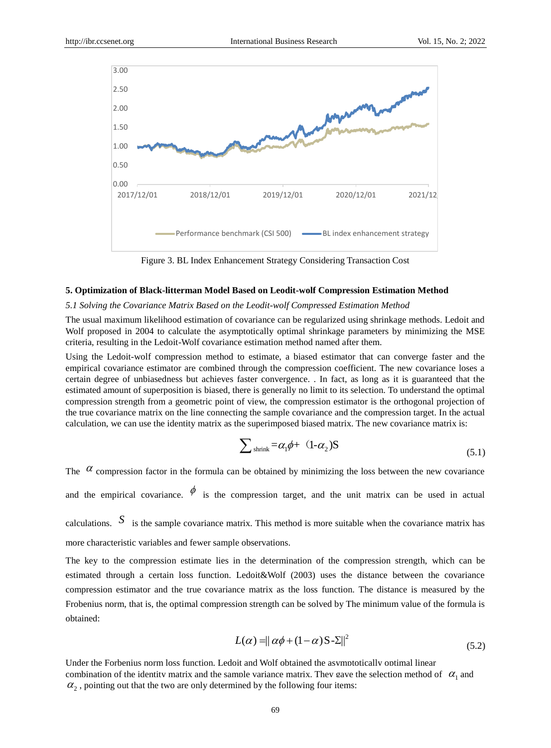Figure 3. BL Index Enhancement Strategy Considering Transaction Cost

## 5. Optimization of Black-litterman Model Based on Leodit-wolf Compression Estimation Method

### *5.1 Solving the Covariance Matrix Based on the Leodit-wolf Compressed Estimation Method*

The usual maximum likelihood estimation of covariance can be regularized using shrinkage methods. Ledoit and Wolf proposed in 2004 to calculate the asymptotically optimal shrinkage parameters by minimizing the MSE criteria, resulting in the Ledoit-Wolf covariance estimation method named after them.

Using the Ledoit-wolf compression method to estimate, a biased estimator that can converge faster and the empirical covariance estimator are combined through the compression coefficient. The new covariance loses a certain degree of unbiasedness but achieves faster convergence. . In fact, as long as it is guaranteed that the estimated amount of superposition is biased, there is generally no limit to its selection. To understand the optimal compression strength from a geometric point of view, the compression estimator is the orthogonal projection of the true covariance matrix on the line connecting the sample covariance and the compression target. In the actual calculation, we can use the identity matrix as the superimposed biased matrix. The new covariance matrix is:

$$\sum_{\text{shrink}} = \alpha_1 \phi + (1\text{-}\alpha_2)\text{S} \tag{5.1}$$

The $\alpha$ compression factor in the formula can be obtained by minimizing the loss between the new covariance and the empirical covariance. $\phi$ is the compression target, and the unit matrix can be used in actual calculations. $S$ is the sample covariance matrix. This method is more suitable when the covariance matrix has more characteristic variables and fewer sample observations.

The key to the compression estimate lies in the determination of the compression strength, which can be estimated through a certain loss function. Ledoit&Wolf (2003) uses the distance between the covariance compression estimator and the true covariance matrix as the loss function. The distance is measured by the Frobenius norm, that is, the optimal compression strength can be solved by The minimum value of the formula is obtained:

$$L(\alpha) = \| \alpha\phi + (1-\alpha)\text{S-}\Sigma\|^2 \tag{5.2}$$

Under the Forbenius norm loss function. Ledoit and Wolf obtained the asymptotically optimal linear combination of the identity matrix and the sample variance matrix. They gave the selection method of $\alpha_1$ and $\alpha_2$, pointing out that the two are only determined by the following four items: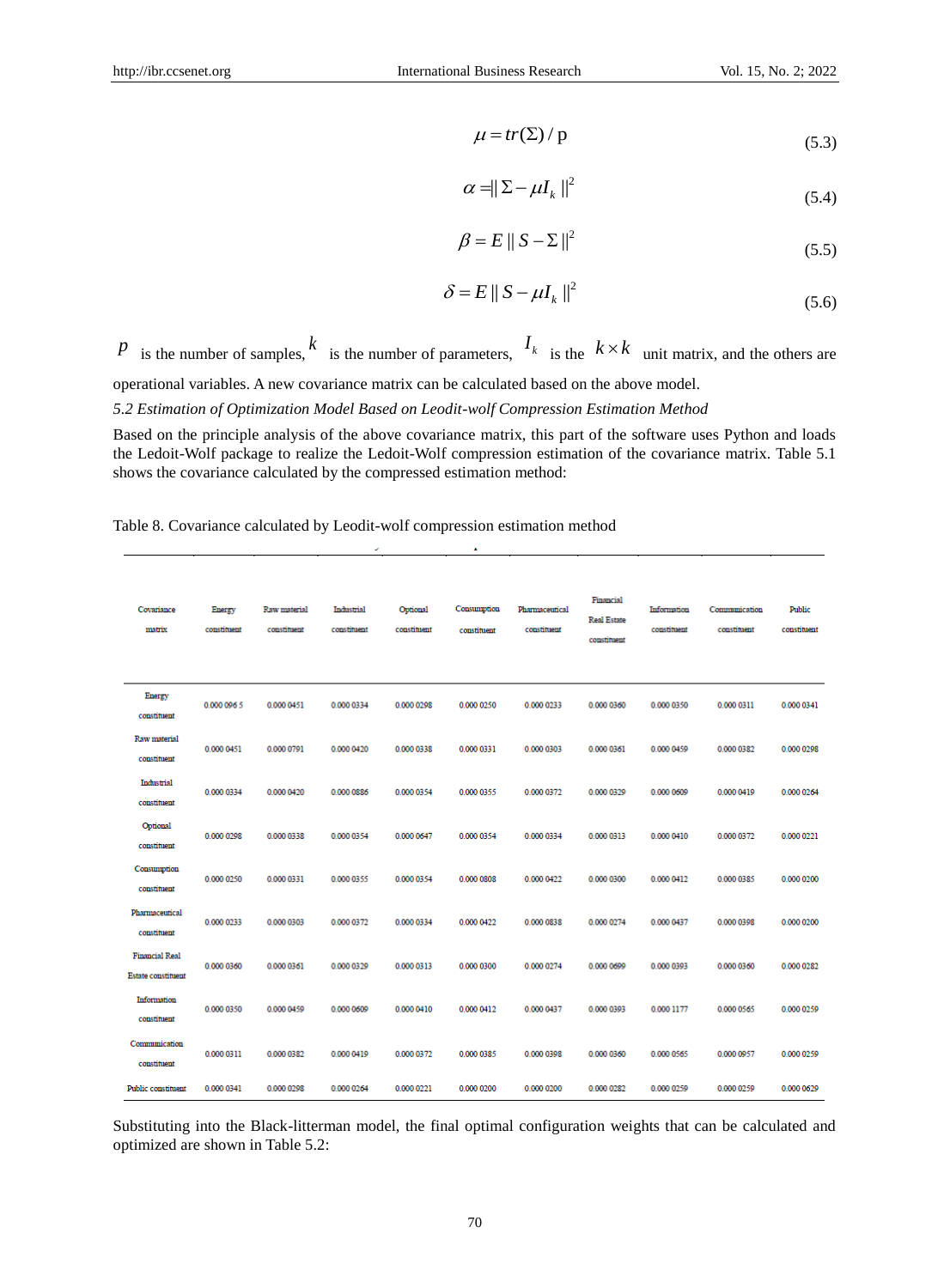$$\mu = tr(\Sigma) / \text{p} \tag{5.3}$$

$$\alpha = \| \Sigma - \mu I_k \|^2 \tag{5.4}$$

$$\beta = E \| S - \Sigma \|^2 \tag{5.5}$$

$$\delta = E \| S - \mu I_k \|^2 \tag{5.6}$$

$p$ is the number of samples, $k$ is the number of parameters, $I_k$ is the $k \times k$ unit matrix, and the others are operational variables. A new covariance matrix can be calculated based on the above model.

*5.2 Estimation of Optimization Model Based on Leodit-wolf Compression Estimation Method*

Based on the principle analysis of the above covariance matrix, this part of the software uses Python and loads the Ledoit-Wolf package to realize the Ledoit-Wolf compression estimation of the covariance matrix. Table 5.1 shows the covariance calculated by the compressed estimation method:

Table 8. Covariance calculated by Leodit-wolf compression estimation method

| Covariance matrix | Energy constituent | Raw material constituent | Industrial constituent | Optional constituent | Consumption constituent | Pharmaceutical constituent | Financial Real Estate constituent | Information constituent | Communication constituent | Public constituent |
|---|---|---|---|---|---|---|---|---|---|---|
| Energy constituent | 0.000 096 5 | 0.000 0451 | 0.000 0334 | 0.000 0298 | 0.000 0250 | 0.000 0233 | 0.000 0360 | 0.000 0350 | 0.000 0311 | 0.000 0341 |
| Raw material constituent | 0.000 0451 | 0.000 0791 | 0.000 0420 | 0.000 0338 | 0.000 0331 | 0.000 0303 | 0.000 0361 | 0.000 0459 | 0.000 0382 | 0.000 0298 |
| Industrial constituent | 0.000 0334 | 0.000 0420 | 0.000 0886 | 0.000 0354 | 0.000 0355 | 0.000 0372 | 0.000 0329 | 0.000 0609 | 0.000 0419 | 0.000 0264 |
| Optional constituent | 0.000 0298 | 0.000 0338 | 0.000 0354 | 0.000 0647 | 0.000 0354 | 0.000 0334 | 0.000 0313 | 0.000 0410 | 0.000 0372 | 0.000 0221 |
| Consumption constituent | 0.000 0250 | 0.000 0331 | 0.000 0355 | 0.000 0354 | 0.000 0808 | 0.000 0422 | 0.000 0300 | 0.000 0412 | 0.000 0385 | 0.000 0200 |
| Pharmaceutical constituent | 0.000 0233 | 0.000 0303 | 0.000 0372 | 0.000 0334 | 0.000 0422 | 0.000 0838 | 0.000 0274 | 0.000 0437 | 0.000 0398 | 0.000 0200 |
| Financial Real Estate constituent | 0.000 0360 | 0.000 0361 | 0.000 0329 | 0.000 0313 | 0.000 0300 | 0.000 0274 | 0.000 0699 | 0.000 0393 | 0.000 0360 | 0.000 0282 |
| Information constituent | 0.000 0350 | 0.000 0459 | 0.000 0609 | 0.000 0410 | 0.000 0412 | 0.000 0437 | 0.000 0393 | 0.000 1177 | 0.000 0565 | 0.000 0259 |
| Communication constituent | 0.000 0311 | 0.000 0382 | 0.000 0419 | 0.000 0372 | 0.000 0385 | 0.000 0398 | 0.000 0360 | 0.000 0565 | 0.000 0957 | 0.000 0259 |
| Public constituent | 0.000 0341 | 0.000 0298 | 0.000 0264 | 0.000 0221 | 0.000 0200 | 0.000 0200 | 0.000 0282 | 0.000 0259 | 0.000 0259 | 0.000 0629 |

Substituting into the Black-litterman model, the final optimal configuration weights that can be calculated and optimized are shown in Table 5.2: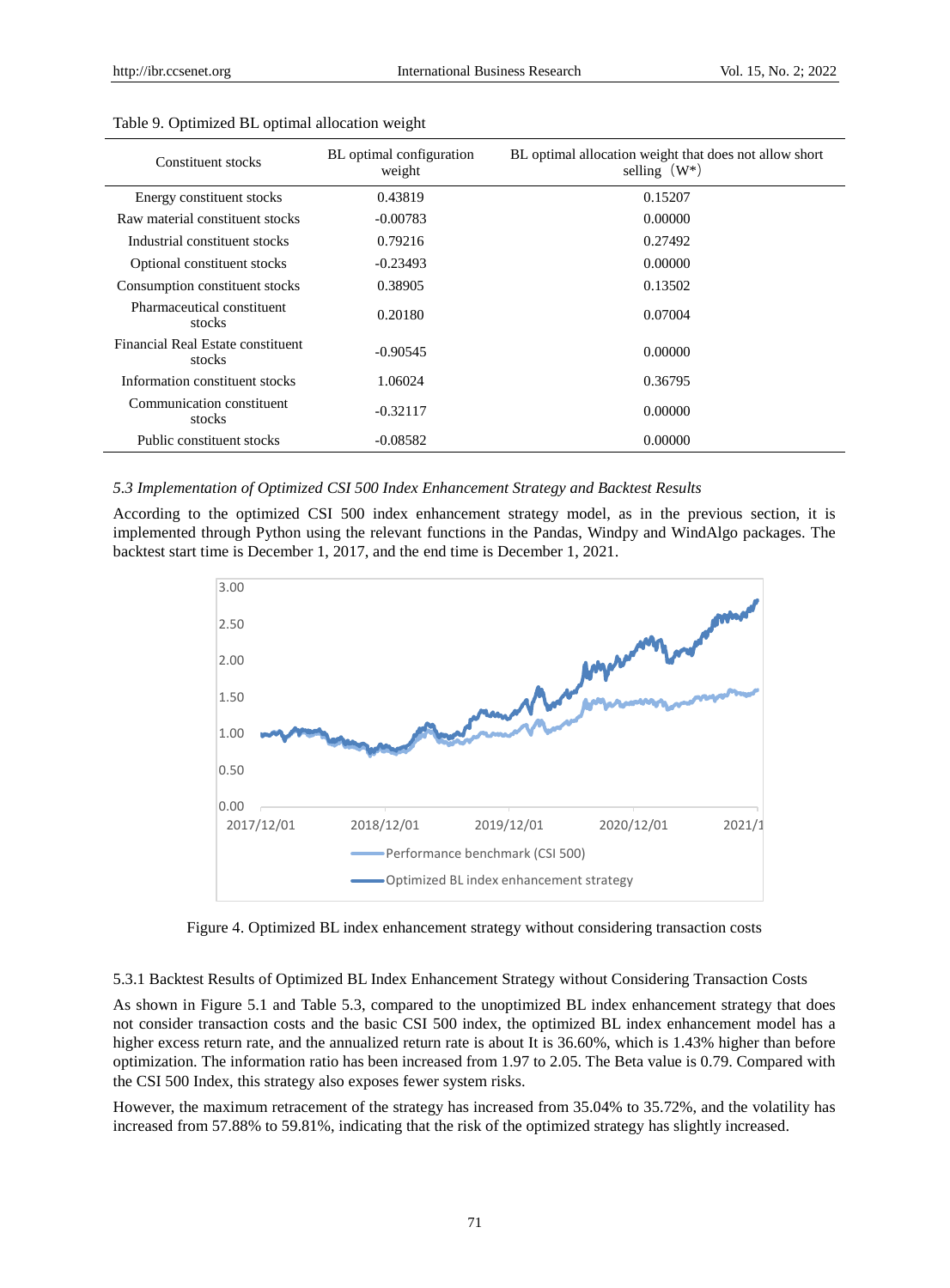Table 9. Optimized BL optimal allocation weight

| Constituent stocks | BL optimal configuration weight | BL optimal allocation weight that does not allow short selling（W*） |
|---|---|---|
| Energy constituent stocks | 0.43819 | 0.15207 |
| Raw material constituent stocks | -0.00783 | 0.00000 |
| Industrial constituent stocks | 0.79216 | 0.27492 |
| Optional constituent stocks | -0.23493 | 0.00000 |
| Consumption constituent stocks | 0.38905 | 0.13502 |
| Pharmaceutical constituent stocks | 0.20180 | 0.07004 |
| Financial Real Estate constituent stocks | -0.90545 | 0.00000 |
| Information constituent stocks | 1.06024 | 0.36795 |
| Communication constituent stocks | -0.32117 | 0.00000 |
| Public constituent stocks | -0.08582 | 0.00000 |

### *5.3 Implementation of Optimized CSI 500 Index Enhancement Strategy and Backtest Results*

According to the optimized CSI 500 index enhancement strategy model, as in the previous section, it is implemented through Python using the relevant functions in the Pandas, Windpy and WindAlgo packages. The backtest start time is December 1, 2017, and the end time is December 1, 2021.

Figure 4. Optimized BL index enhancement strategy without considering transaction costs

#### 5.3.1 Backtest Results of Optimized BL Index Enhancement Strategy without Considering Transaction Costs

As shown in Figure 5.1 and Table 5.3, compared to the unoptimized BL index enhancement strategy that does not consider transaction costs and the basic CSI 500 index, the optimized BL index enhancement model has a higher excess return rate, and the annualized return rate is about It is 36.60%, which is 1.43% higher than before optimization. The information ratio has been increased from 1.97 to 2.05. The Beta value is 0.79. Compared with the CSI 500 Index, this strategy also exposes fewer system risks.

However, the maximum retracement of the strategy has increased from 35.04% to 35.72%, and the volatility has increased from 57.88% to 59.81%, indicating that the risk of the optimized strategy has slightly increased.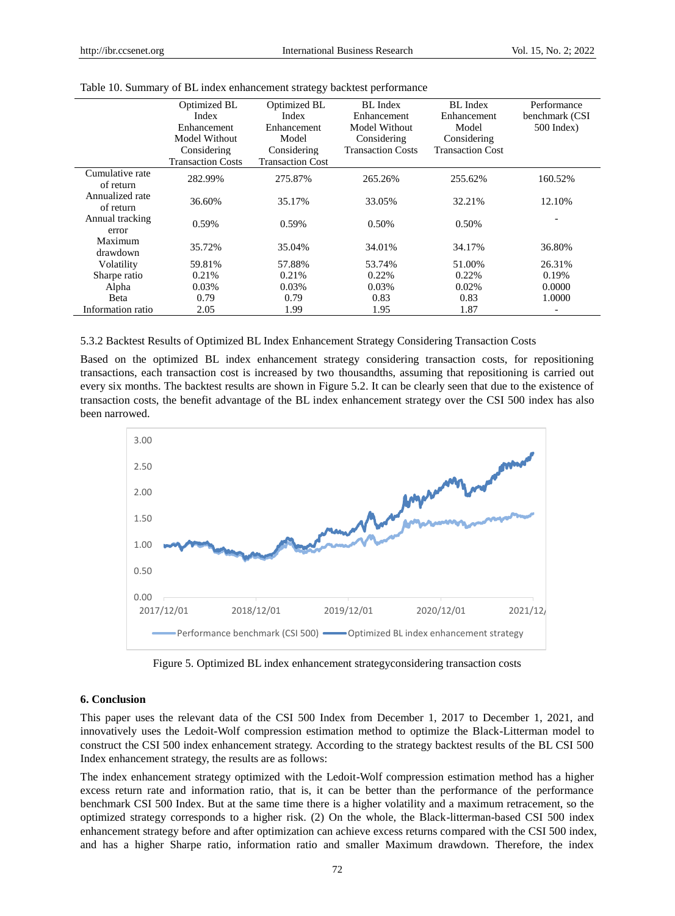Table 10. Summary of BL index enhancement strategy backtest performance

| | Optimized BL Index Enhancement Model Without Considering Transaction Costs | Optimized BL Index Enhancement Model Considering Transaction Cost | BL Index Enhancement Model Without Considering Transaction Costs | BL Index Enhancement Model Considering Transaction Cost | Performance benchmark (CSI 500 Index) |
|---|---|---|---|---|---|
| Cumulative rate of return | 282.99% | 275.87% | 265.26% | 255.62% | 160.52% |
| Annualized rate of return | 36.60% | 35.17% | 33.05% | 32.21% | 12.10% |
| Annual tracking error | 0.59% | 0.59% | 0.50% | 0.50% | - |
| Maximum drawdown | 35.72% | 35.04% | 34.01% | 34.17% | 36.80% |
| Volatility | 59.81% | 57.88% | 53.74% | 51.00% | 26.31% |
| Sharpe ratio | 0.21% | 0.21% | 0.22% | 0.22% | 0.19% |
| Alpha | 0.03% | 0.03% | 0.03% | 0.02% | 0.0000 |
| Beta | 0.79 | 0.79 | 0.83 | 0.83 | 1.0000 |
| Information ratio | 2.05 | 1.99 | 1.95 | 1.87 | - |

#### 5.3.2 Backtest Results of Optimized BL Index Enhancement Strategy Considering Transaction Costs

Based on the optimized BL index enhancement strategy considering transaction costs, for repositioning transactions, each transaction cost is increased by two thousandths, assuming that repositioning is carried out every six months. The backtest results are shown in Figure 5.2. It can be clearly seen that due to the existence of transaction costs, the benefit advantage of the BL index enhancement strategy over the CSI 500 index has also been narrowed.

Figure 5. Optimized BL index enhancement strategyconsidering transaction costs

## 6. Conclusion

This paper uses the relevant data of the CSI 500 Index from December 1, 2017 to December 1, 2021, and innovatively uses the Ledoit-Wolf compression estimation method to optimize the Black-Litterman model to construct the CSI 500 index enhancement strategy. According to the strategy backtest results of the BL CSI 500 Index enhancement strategy, the results are as follows:

The index enhancement strategy optimized with the Ledoit-Wolf compression estimation method has a higher excess return rate and information ratio, that is, it can be better than the performance of the performance benchmark CSI 500 Index. But at the same time there is a higher volatility and a maximum retracement, so the optimized strategy corresponds to a higher risk. (2) On the whole, the Black-litterman-based CSI 500 index enhancement strategy before and after optimization can achieve excess returns compared with the CSI 500 index, and has a higher Sharpe ratio, information ratio and smaller Maximum drawdown. Therefore, the index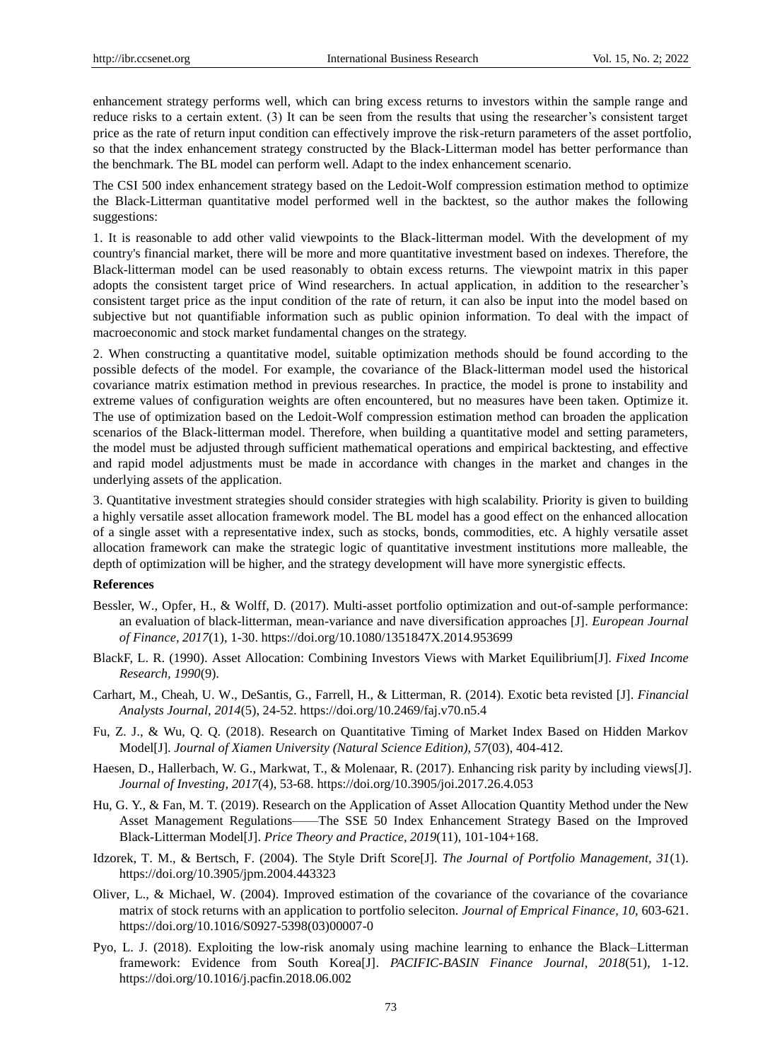enhancement strategy performs well, which can bring excess returns to investors within the sample range and reduce risks to a certain extent. (3) It can be seen from the results that using the researcher's consistent target price as the rate of return input condition can effectively improve the risk-return parameters of the asset portfolio, so that the index enhancement strategy constructed by the Black-Litterman model has better performance than the benchmark. The BL model can perform well. Adapt to the index enhancement scenario.

The CSI 500 index enhancement strategy based on the Ledoit-Wolf compression estimation method to optimize the Black-Litterman quantitative model performed well in the backtest, so the author makes the following suggestions:

1. It is reasonable to add other valid viewpoints to the Black-litterman model. With the development of my country's financial market, there will be more and more quantitative investment based on indexes. Therefore, the Black-litterman model can be used reasonably to obtain excess returns. The viewpoint matrix in this paper adopts the consistent target price of Wind researchers. In actual application, in addition to the researcher's consistent target price as the input condition of the rate of return, it can also be input into the model based on subjective but not quantifiable information such as public opinion information. To deal with the impact of macroeconomic and stock market fundamental changes on the strategy.

2. When constructing a quantitative model, suitable optimization methods should be found according to the possible defects of the model. For example, the covariance of the Black-litterman model used the historical covariance matrix estimation method in previous researches. In practice, the model is prone to instability and extreme values of configuration weights are often encountered, but no measures have been taken. Optimize it. The use of optimization based on the Ledoit-Wolf compression estimation method can broaden the application scenarios of the Black-litterman model. Therefore, when building a quantitative model and setting parameters, the model must be adjusted through sufficient mathematical operations and empirical backtesting, and effective and rapid model adjustments must be made in accordance with changes in the market and changes in the underlying assets of the application.

3. Quantitative investment strategies should consider strategies with high scalability. Priority is given to building a highly versatile asset allocation framework model. The BL model has a good effect on the enhanced allocation of a single asset with a representative index, such as stocks, bonds, commodities, etc. A highly versatile asset allocation framework can make the strategic logic of quantitative investment institutions more malleable, the depth of optimization will be higher, and the strategy development will have more synergistic effects.

**References**

Bessler, W., Opfer, H., & Wolff, D. (2017). Multi-asset portfolio optimization and out-of-sample performance: an evaluation of black-litterman, mean-variance and nave diversification approaches [J]. *European Journal of Finance, 2017*(1), 1-30. https://doi.org/10.1080/1351847X.2014.953699

BlackF, L. R. (1990). Asset Allocation: Combining Investors Views with Market Equilibrium[J]. *Fixed Income Research, 1990*(9).

Carhart, M., Cheah, U. W., DeSantis, G., Farrell, H., & Litterman, R. (2014). Exotic beta revisted [J]. *Financial Analysts Journal, 2014*(5), 24-52. https://doi.org/10.2469/faj.v70.n5.4

Fu, Z. J., & Wu, Q. Q. (2018). Research on Quantitative Timing of Market Index Based on Hidden Markov Model[J]. *Journal of Xiamen University (Natural Science Edition), 57*(03), 404-412.

Haesen, D., Hallerbach, W. G., Markwat, T., & Molenaar, R. (2017). Enhancing risk parity by including views[J]. *Journal of Investing, 2017*(4), 53-68. https://doi.org/10.3905/joi.2017.26.4.053

Hu, G. Y., & Fan, M. T. (2019). Research on the Application of Asset Allocation Quantity Method under the New Asset Management Regulations——The SSE 50 Index Enhancement Strategy Based on the Improved Black-Litterman Model[J]. *Price Theory and Practice, 2019*(11), 101-104+168.

Idzorek, T. M., & Bertsch, F. (2004). The Style Drift Score[J]. *The Journal of Portfolio Management, 31*(1). https://doi.org/10.3905/jpm.2004.443323

Oliver, L., & Michael, W. (2004). Improved estimation of the covariance of the covariance of the covariance matrix of stock returns with an application to portfolio seleciton. *Journal of Emprical Finance, 10,* 603-621. https://doi.org/10.1016/S0927-5398(03)00007-0

Pyo, L. J. (2018). Exploiting the low-risk anomaly using machine learning to enhance the Black–Litterman framework: Evidence from South Korea[J]. *PACIFIC-BASIN Finance Journal, 2018*(51), 1-12. https://doi.org/10.1016/j.pacfin.2018.06.002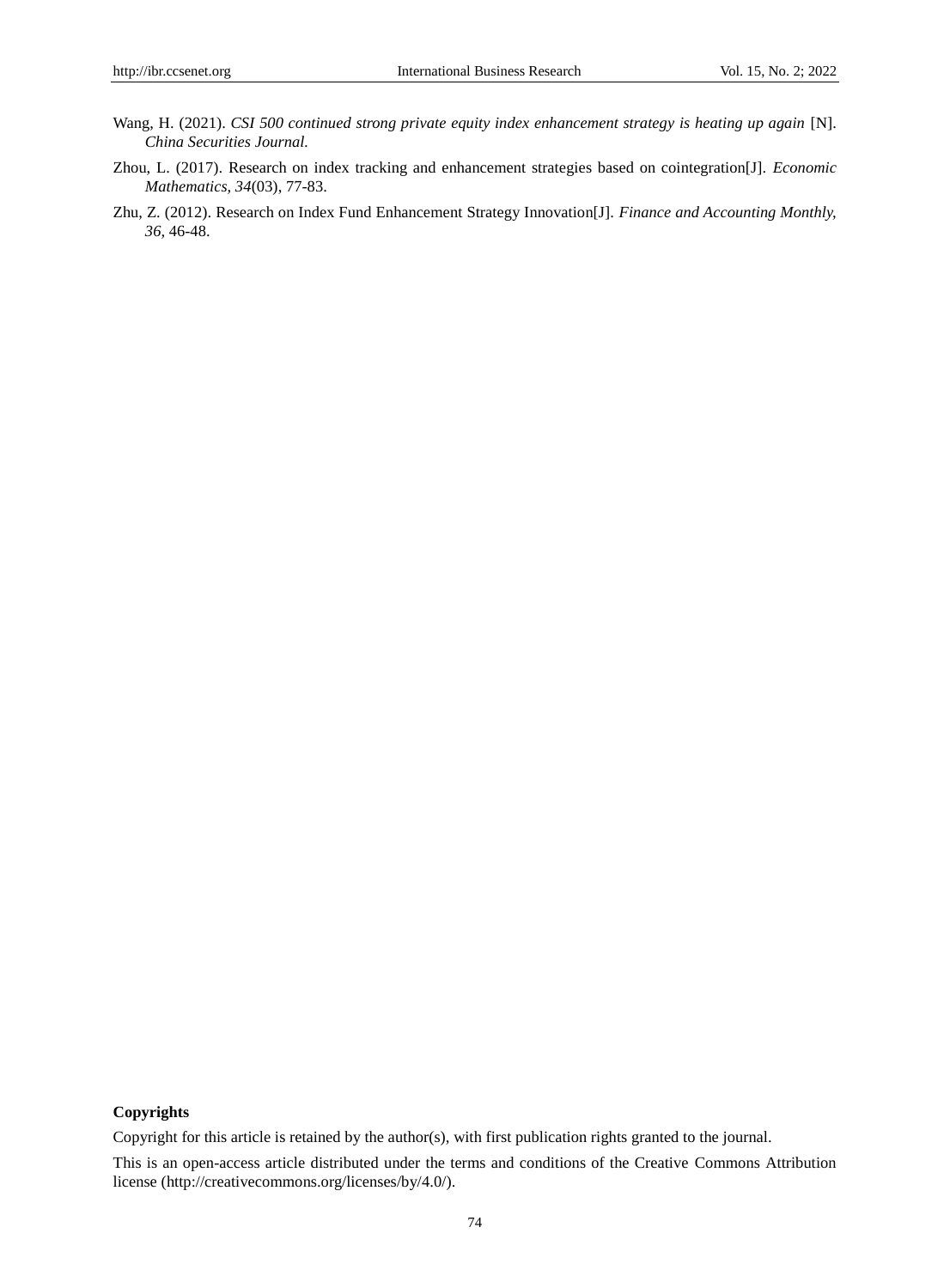Wang, H. (2021). *CSI 500 continued strong private equity index enhancement strategy is heating up again* [N]. *China Securities Journal.*

Zhou, L. (2017). Research on index tracking and enhancement strategies based on cointegration[J]. *Economic Mathematics, 34*(03), 77-83.

Zhu, Z. (2012). Research on Index Fund Enhancement Strategy Innovation[J]. *Finance and Accounting Monthly, 36*, 46-48.

**Copyrights**

Copyright for this article is retained by the author(s), with first publication rights granted to the journal.

This is an open-access article distributed under the terms and conditions of the Creative Commons Attribution license (http://creativecommons.org/licenses/by/4.0/).